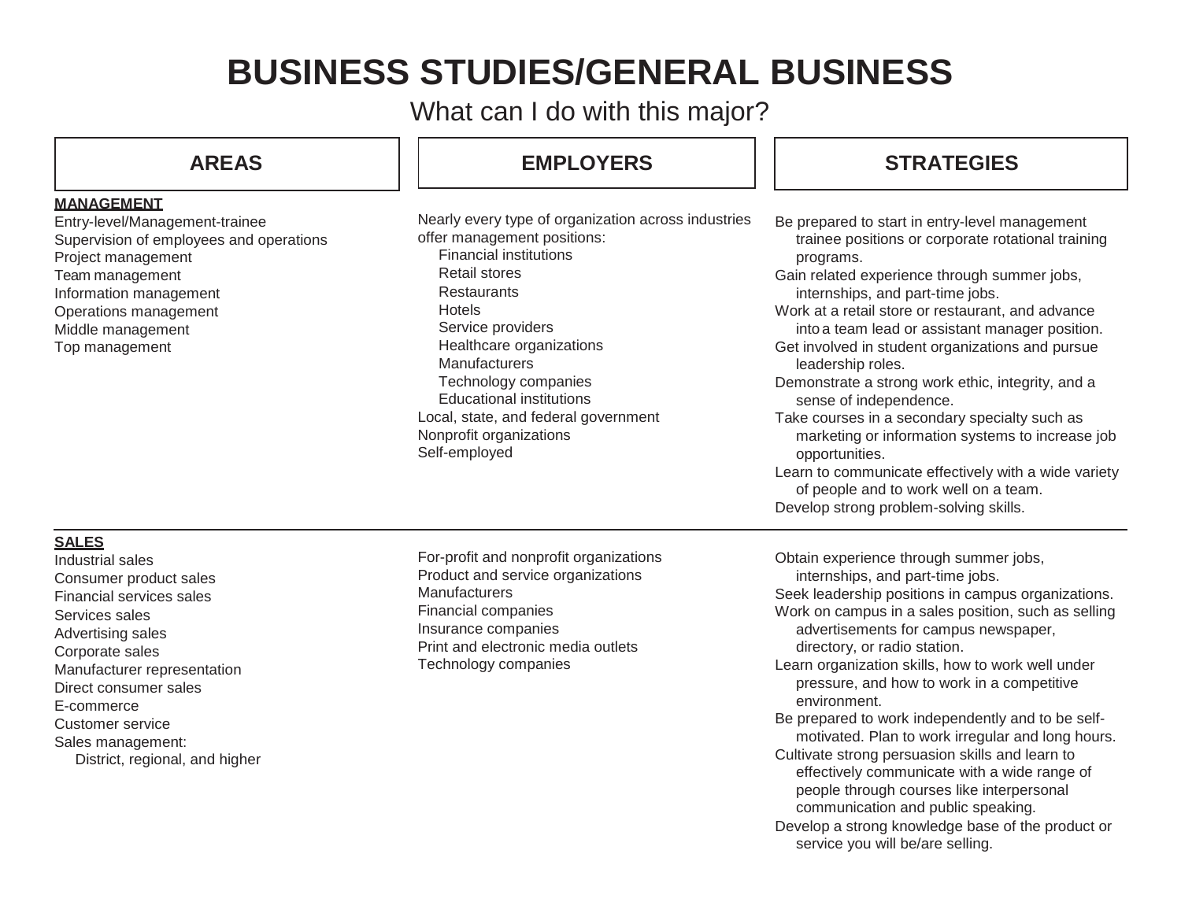# BUSINESS STUDIES/GENERAL BUSINESS

What can I do with this major?

| AREAS | EMPLOYERS | STRATEGIES |
| --- | --- | --- |
| **MANAGEMENT**<br>Entry-level/Management-trainee<br>Supervision of employees and operations<br>Project management<br>Team management<br>Information management<br>Operations management<br>Middle management<br>Top management | Nearly every type of organization across industries offer management positions:<br>Financial institutions<br>Retail stores<br>Restaurants<br>Hotels<br>Service providers<br>Healthcare organizations<br>Manufacturers<br>Technology companies<br>Educational institutions<br>Local, state, and federal government<br>Nonprofit organizations<br>Self-employed | Be prepared to start in entry-level management trainee positions or corporate rotational training programs.<br>Gain related experience through summer jobs, internships, and part-time jobs.<br>Work at a retail store or restaurant, and advance into a team lead or assistant manager position.<br>Get involved in student organizations and pursue leadership roles.<br>Demonstrate a strong work ethic, integrity, and a sense of independence.<br>Take courses in a secondary specialty such as marketing or information systems to increase job opportunities.<br>Learn to communicate effectively with a wide variety of people and to work well on a team.<br>Develop strong problem-solving skills. |
| **SALES**<br>Industrial sales<br>Consumer product sales<br>Financial services sales<br>Services sales<br>Advertising sales<br>Corporate sales<br>Manufacturer representation<br>Direct consumer sales<br>E-commerce<br>Customer service<br>Sales management:<br>District, regional, and higher | For-profit and nonprofit organizations<br>Product and service organizations<br>Manufacturers<br>Financial companies<br>Insurance companies<br>Print and electronic media outlets<br>Technology companies | Obtain experience through summer jobs, internships, and part-time jobs.<br>Seek leadership positions in campus organizations.<br>Work on campus in a sales position, such as selling advertisements for campus newspaper, directory, or radio station.<br>Learn organization skills, how to work well under pressure, and how to work in a competitive environment.<br>Be prepared to work independently and to be self-motivated. Plan to work irregular and long hours.<br>Cultivate strong persuasion skills and learn to effectively communicate with a wide range of people through courses like interpersonal communication and public speaking.<br>Develop a strong knowledge base of the product or service you will be/are selling. |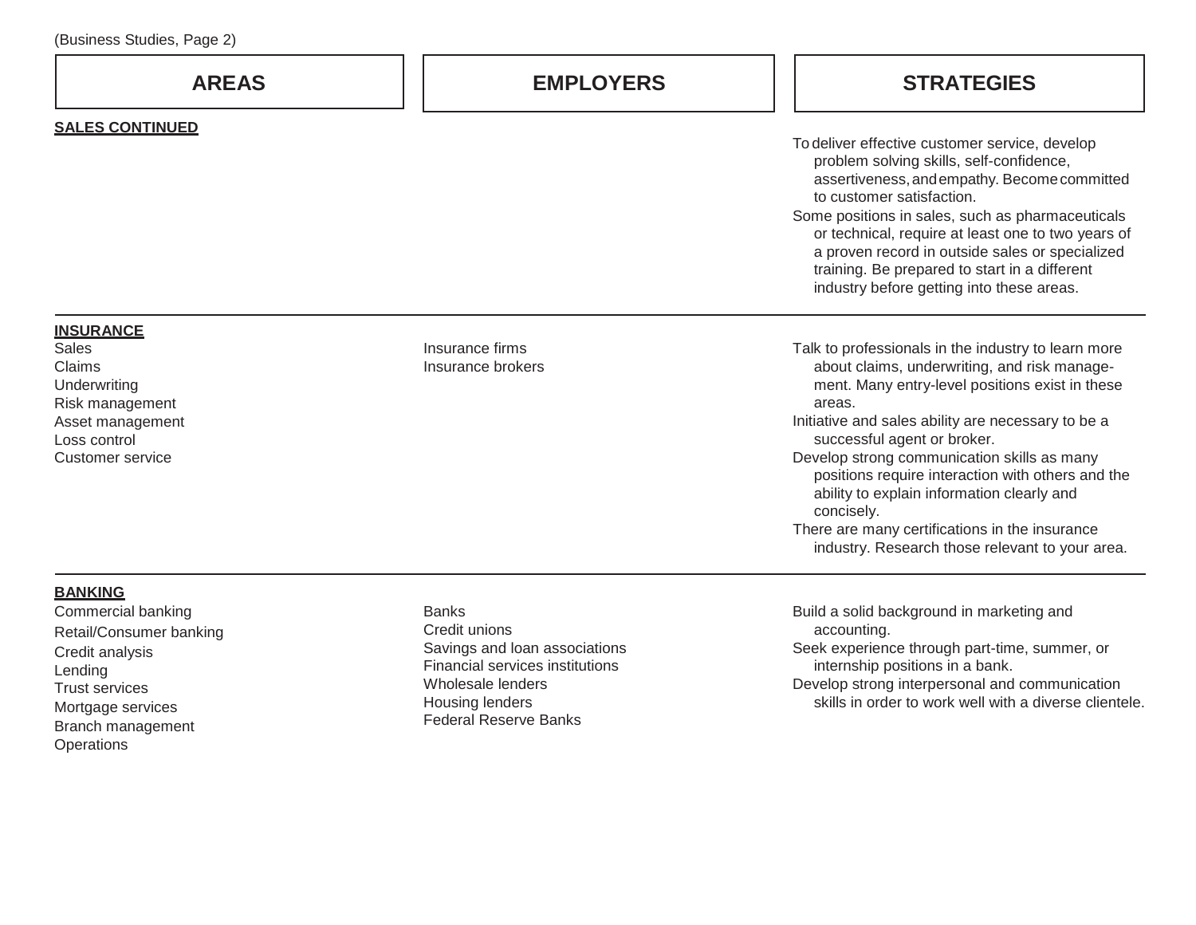(Business Studies, Page 2)

| AREAS | EMPLOYERS | STRATEGIES |
|---|---|---|
| **SALES CONTINUED** | | To deliver effective customer service, develop problem solving skills, self-confidence, assertiveness, and empathy. Become committed to customer satisfaction.<br>Some positions in sales, such as pharmaceuticals or technical, require at least one to two years of a proven record in outside sales or specialized training. Be prepared to start in a different industry before getting into these areas. |
| **INSURANCE**<br>Sales<br>Claims<br>Underwriting<br>Risk management<br>Asset management<br>Loss control<br>Customer service | Insurance firms<br>Insurance brokers | Talk to professionals in the industry to learn more about claims, underwriting, and risk management. Many entry-level positions exist in these areas.<br>Initiative and sales ability are necessary to be a successful agent or broker.<br>Develop strong communication skills as many positions require interaction with others and the ability to explain information clearly and concisely.<br>There are many certifications in the insurance industry. Research those relevant to your area. |
| **BANKING**<br>Commercial banking<br>Retail/Consumer banking<br>Credit analysis<br>Lending<br>Trust services<br>Mortgage services<br>Branch management<br>Operations | Banks<br>Credit unions<br>Savings and loan associations<br>Financial services institutions<br>Wholesale lenders<br>Housing lenders<br>Federal Reserve Banks | Build a solid background in marketing and accounting.<br>Seek experience through part-time, summer, or internship positions in a bank.<br>Develop strong interpersonal and communication skills in order to work well with a diverse clientele. |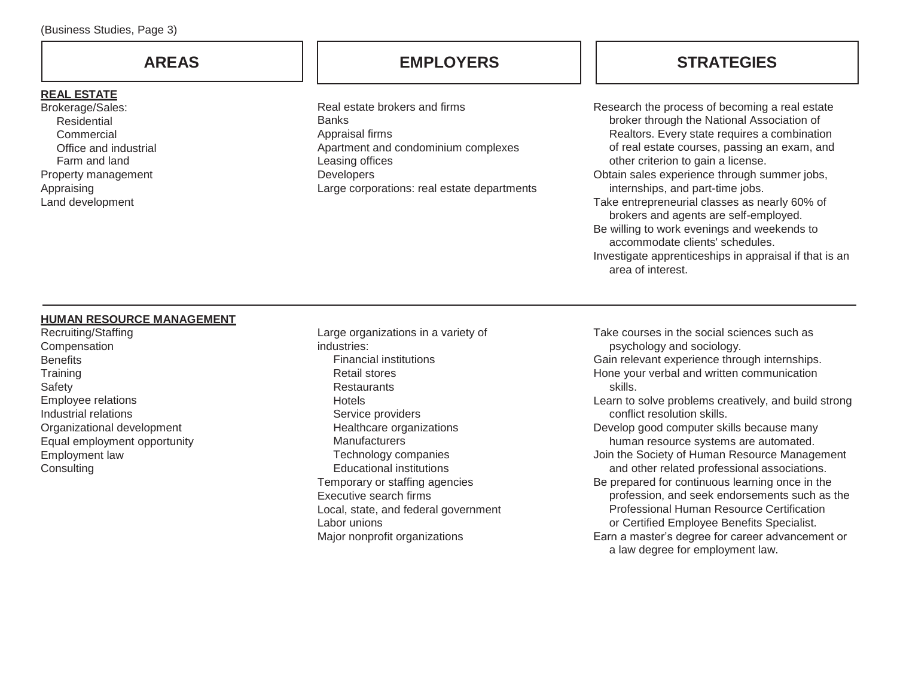(Business Studies, Page 3)

| AREAS | EMPLOYERS | STRATEGIES |
| --- | --- | --- |
| **REAL ESTATE** | | |
| Brokerage/Sales:<br>Residential<br>Commercial<br>Office and industrial<br>Farm and land<br>Property management<br>Appraising<br>Land development | Real estate brokers and firms<br>Banks<br>Appraisal firms<br>Apartment and condominium complexes<br>Leasing offices<br>Developers<br>Large corporations: real estate departments | Research the process of becoming a real estate broker through the National Association of Realtors. Every state requires a combination of real estate courses, passing an exam, and other criterion to gain a license.<br>Obtain sales experience through summer jobs, internships, and part-time jobs.<br>Take entrepreneurial classes as nearly 60% of brokers and agents are self-employed.<br>Be willing to work evenings and weekends to accommodate clients' schedules.<br>Investigate apprenticeships in appraisal if that is an area of interest. |
| **HUMAN RESOURCE MANAGEMENT** | | |
| Recruiting/Staffing<br>Compensation<br>Benefits<br>Training<br>Safety<br>Employee relations<br>Industrial relations<br>Organizational development<br>Equal employment opportunity<br>Employment law<br>Consulting | Large organizations in a variety of industries:<br>Financial institutions<br>Retail stores<br>Restaurants<br>Hotels<br>Service providers<br>Healthcare organizations<br>Manufacturers<br>Technology companies<br>Educational institutions<br>Temporary or staffing agencies<br>Executive search firms<br>Local, state, and federal government<br>Labor unions<br>Major nonprofit organizations | Take courses in the social sciences such as psychology and sociology.<br>Gain relevant experience through internships.<br>Hone your verbal and written communication skills.<br>Learn to solve problems creatively, and build strong conflict resolution skills.<br>Develop good computer skills because many human resource systems are automated.<br>Join the Society of Human Resource Management and other related professional associations.<br>Be prepared for continuous learning once in the profession, and seek endorsements such as the Professional Human Resource Certification or Certified Employee Benefits Specialist.<br>Earn a master's degree for career advancement or a law degree for employment law. |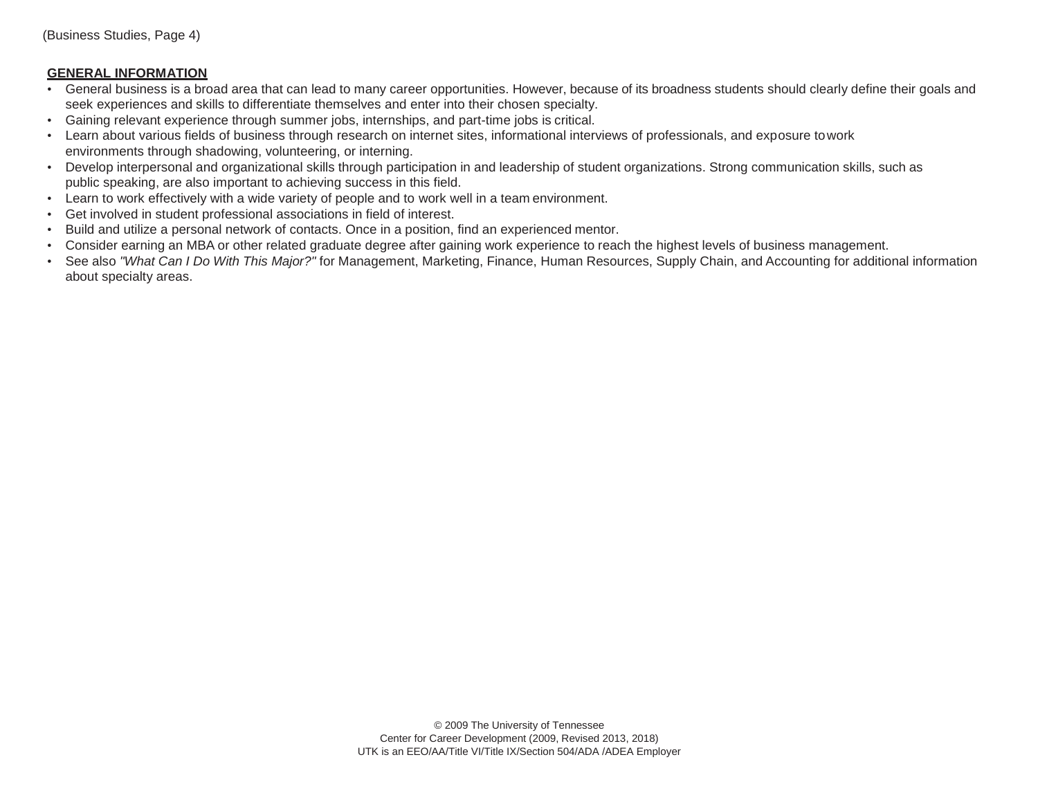## GENERAL INFORMATION

- General business is a broad area that can lead to many career opportunities. However, because of its broadness students should clearly define their goals and seek experiences and skills to differentiate themselves and enter into their chosen specialty.
- Gaining relevant experience through summer jobs, internships, and part-time jobs is critical.
- Learn about various fields of business through research on internet sites, informational interviews of professionals, and exposure to work environments through shadowing, volunteering, or interning.
- Develop interpersonal and organizational skills through participation in and leadership of student organizations. Strong communication skills, such as public speaking, are also important to achieving success in this field.
- Learn to work effectively with a wide variety of people and to work well in a team environment.
- Get involved in student professional associations in field of interest.
- Build and utilize a personal network of contacts. Once in a position, find an experienced mentor.
- Consider earning an MBA or other related graduate degree after gaining work experience to reach the highest levels of business management.
- See also *"What Can I Do With This Major?"* for Management, Marketing, Finance, Human Resources, Supply Chain, and Accounting for additional information about specialty areas.

© 2009 The University of Tennessee
Center for Career Development (2009, Revised 2013, 2018)
UTK is an EEO/AA/Title VI/Title IX/Section 504/ADA /ADEA Employer